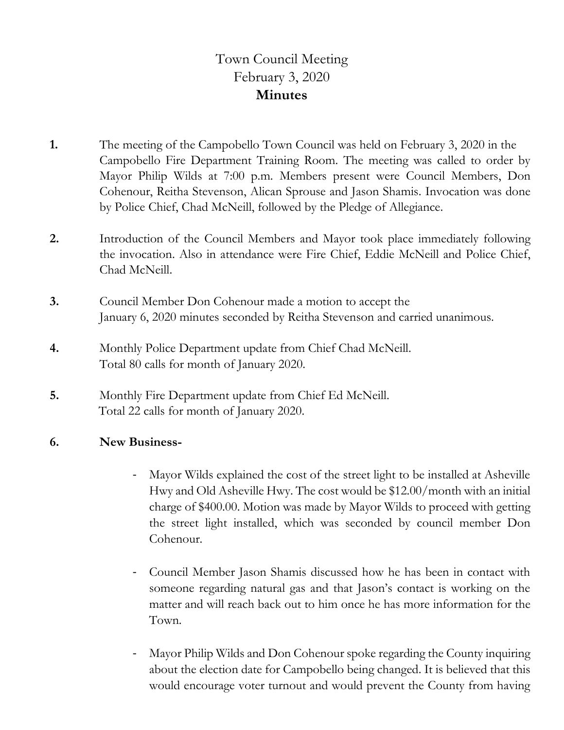# Town Council Meeting
# February 3, 2020
# **Minutes**

1. The meeting of the Campobello Town Council was held on February 3, 2020 in the Campobello Fire Department Training Room. The meeting was called to order by Mayor Philip Wilds at 7:00 p.m. Members present were Council Members, Don Cohenour, Reitha Stevenson, Alican Sprouse and Jason Shamis. Invocation was done by Police Chief, Chad McNeill, followed by the Pledge of Allegiance.

2. Introduction of the Council Members and Mayor took place immediately following the invocation. Also in attendance were Fire Chief, Eddie McNeill and Police Chief, Chad McNeill.

3. Council Member Don Cohenour made a motion to accept the January 6, 2020 minutes seconded by Reitha Stevenson and carried unanimous.

4. Monthly Police Department update from Chief Chad McNeill. Total 80 calls for month of January 2020.

5. Monthly Fire Department update from Chief Ed McNeill. Total 22 calls for month of January 2020.

6. **New Business-**

   - Mayor Wilds explained the cost of the street light to be installed at Asheville Hwy and Old Asheville Hwy. The cost would be $12.00/month with an initial charge of $400.00. Motion was made by Mayor Wilds to proceed with getting the street light installed, which was seconded by council member Don Cohenour.

   - Council Member Jason Shamis discussed how he has been in contact with someone regarding natural gas and that Jason's contact is working on the matter and will reach back out to him once he has more information for the Town.

   - Mayor Philip Wilds and Don Cohenour spoke regarding the County inquiring about the election date for Campobello being changed. It is believed that this would encourage voter turnout and would prevent the County from having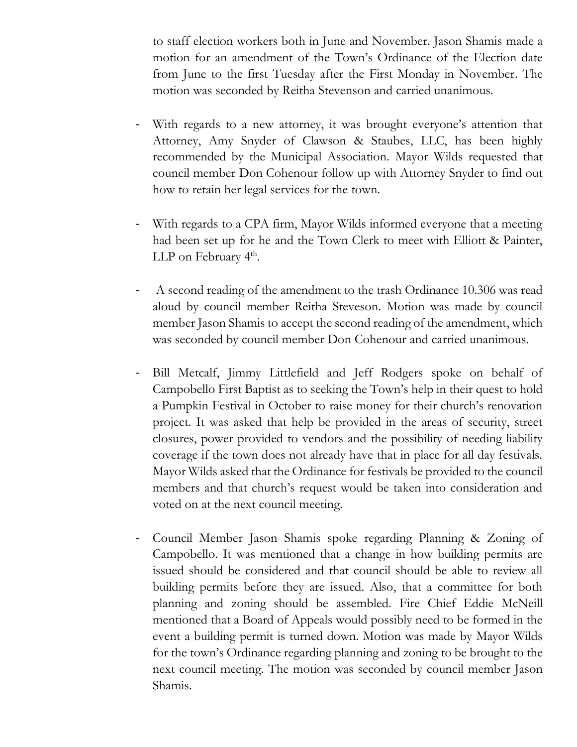to staff election workers both in June and November. Jason Shamis made a motion for an amendment of the Town's Ordinance of the Election date from June to the first Tuesday after the First Monday in November. The motion was seconded by Reitha Stevenson and carried unanimous.

- With regards to a new attorney, it was brought everyone's attention that Attorney, Amy Snyder of Clawson & Staubes, LLC, has been highly recommended by the Municipal Association. Mayor Wilds requested that council member Don Cohenour follow up with Attorney Snyder to find out how to retain her legal services for the town.

- With regards to a CPA firm, Mayor Wilds informed everyone that a meeting had been set up for he and the Town Clerk to meet with Elliott & Painter, LLP on February 4th.

- A second reading of the amendment to the trash Ordinance 10.306 was read aloud by council member Reitha Steveson. Motion was made by council member Jason Shamis to accept the second reading of the amendment, which was seconded by council member Don Cohenour and carried unanimous.

- Bill Metcalf, Jimmy Littlefield and Jeff Rodgers spoke on behalf of Campobello First Baptist as to seeking the Town's help in their quest to hold a Pumpkin Festival in October to raise money for their church's renovation project. It was asked that help be provided in the areas of security, street closures, power provided to vendors and the possibility of needing liability coverage if the town does not already have that in place for all day festivals. Mayor Wilds asked that the Ordinance for festivals be provided to the council members and that church's request would be taken into consideration and voted on at the next council meeting.

- Council Member Jason Shamis spoke regarding Planning & Zoning of Campobello. It was mentioned that a change in how building permits are issued should be considered and that council should be able to review all building permits before they are issued. Also, that a committee for both planning and zoning should be assembled. Fire Chief Eddie McNeill mentioned that a Board of Appeals would possibly need to be formed in the event a building permit is turned down. Motion was made by Mayor Wilds for the town's Ordinance regarding planning and zoning to be brought to the next council meeting. The motion was seconded by council member Jason Shamis.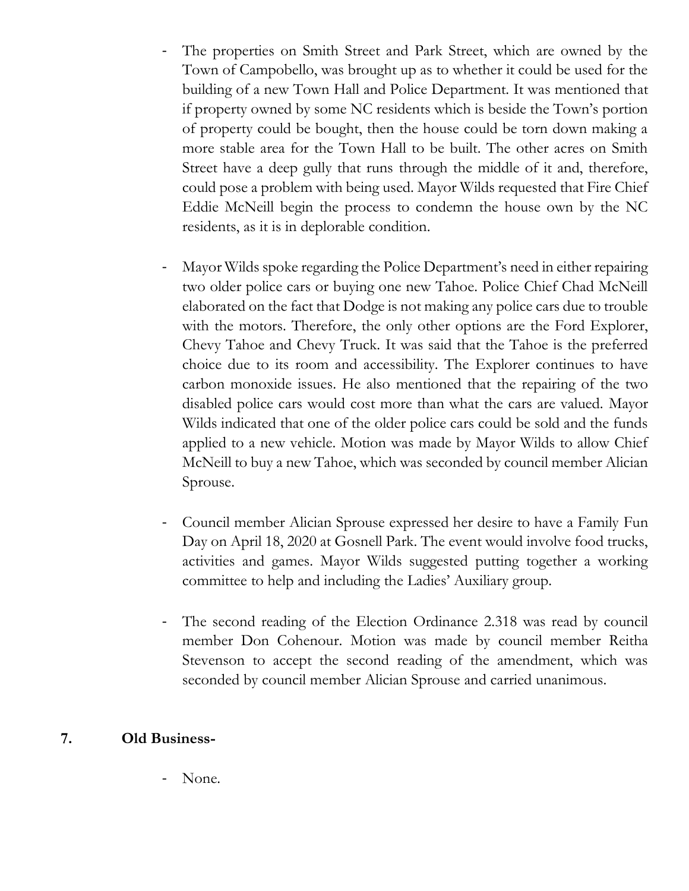- The properties on Smith Street and Park Street, which are owned by the Town of Campobello, was brought up as to whether it could be used for the building of a new Town Hall and Police Department. It was mentioned that if property owned by some NC residents which is beside the Town's portion of property could be bought, then the house could be torn down making a more stable area for the Town Hall to be built. The other acres on Smith Street have a deep gully that runs through the middle of it and, therefore, could pose a problem with being used. Mayor Wilds requested that Fire Chief Eddie McNeill begin the process to condemn the house own by the NC residents, as it is in deplorable condition.

- Mayor Wilds spoke regarding the Police Department's need in either repairing two older police cars or buying one new Tahoe. Police Chief Chad McNeill elaborated on the fact that Dodge is not making any police cars due to trouble with the motors. Therefore, the only other options are the Ford Explorer, Chevy Tahoe and Chevy Truck. It was said that the Tahoe is the preferred choice due to its room and accessibility. The Explorer continues to have carbon monoxide issues. He also mentioned that the repairing of the two disabled police cars would cost more than what the cars are valued. Mayor Wilds indicated that one of the older police cars could be sold and the funds applied to a new vehicle. Motion was made by Mayor Wilds to allow Chief McNeill to buy a new Tahoe, which was seconded by council member Alician Sprouse.

- Council member Alician Sprouse expressed her desire to have a Family Fun Day on April 18, 2020 at Gosnell Park. The event would involve food trucks, activities and games. Mayor Wilds suggested putting together a working committee to help and including the Ladies' Auxiliary group.

- The second reading of the Election Ordinance 2.318 was read by council member Don Cohenour. Motion was made by council member Reitha Stevenson to accept the second reading of the amendment, which was seconded by council member Alician Sprouse and carried unanimous.

**7. Old Business-**

- None.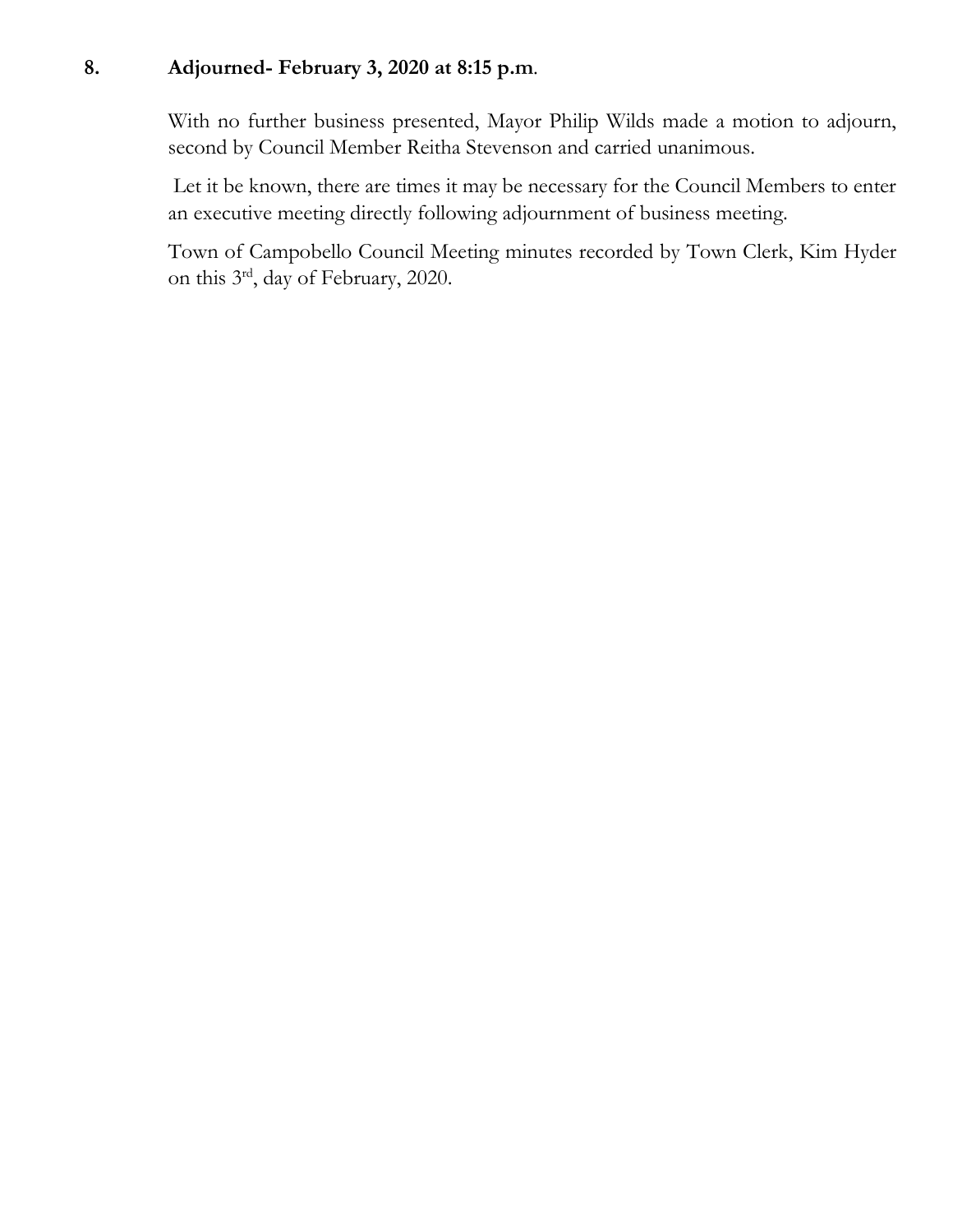**8. Adjourned- February 3, 2020 at 8:15 p.m.**

With no further business presented, Mayor Philip Wilds made a motion to adjourn, second by Council Member Reitha Stevenson and carried unanimous.

Let it be known, there are times it may be necessary for the Council Members to enter an executive meeting directly following adjournment of business meeting.

Town of Campobello Council Meeting minutes recorded by Town Clerk, Kim Hyder on this 3rd, day of February, 2020.